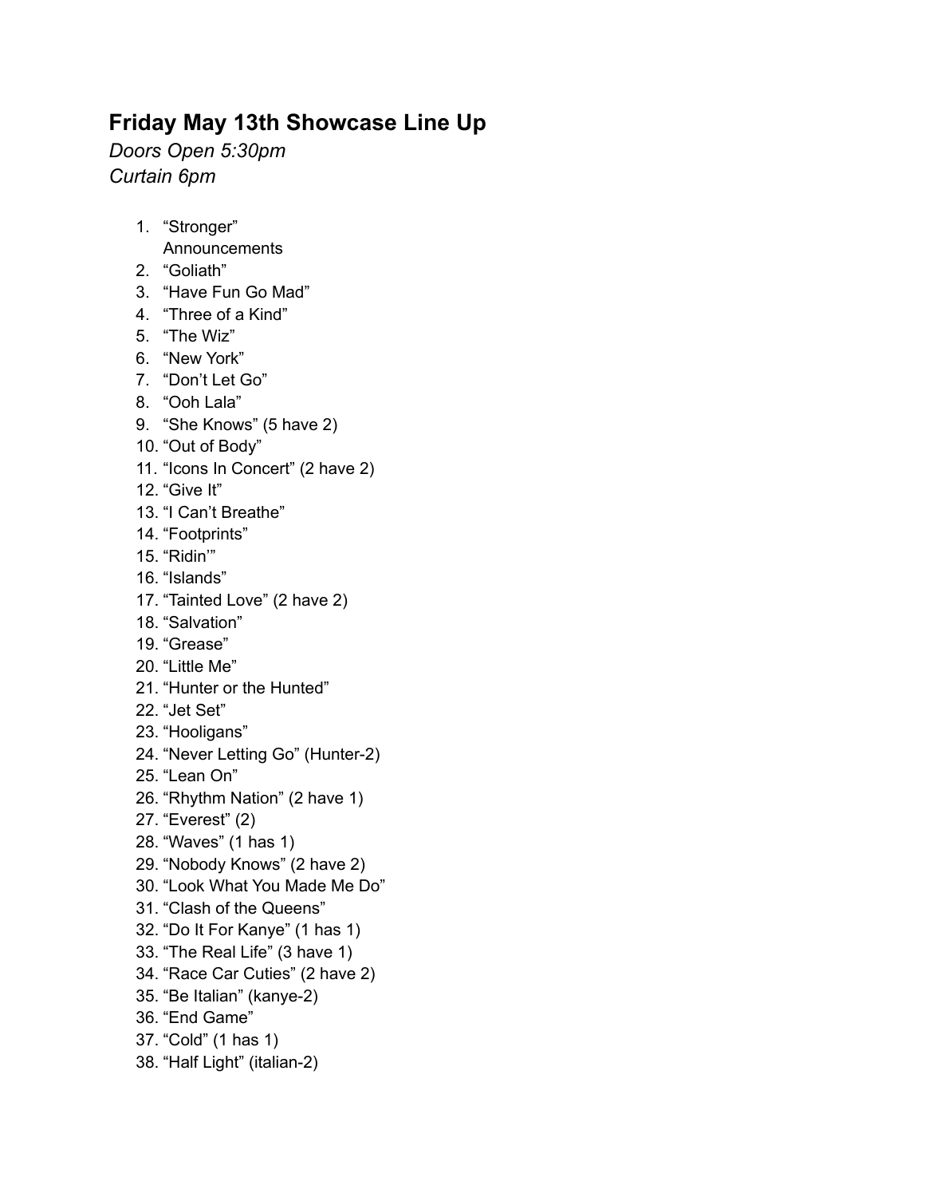## Friday May 13th Showcase Line Up

*Doors Open 5:30pm*
*Curtain 6pm*

1. "Stronger"
   Announcements
2. "Goliath"
3. "Have Fun Go Mad"
4. "Three of a Kind"
5. "The Wiz"
6. "New York"
7. "Don't Let Go"
8. "Ooh Lala"
9. "She Knows" (5 have 2)
10. "Out of Body"
11. "Icons In Concert" (2 have 2)
12. "Give It"
13. "I Can't Breathe"
14. "Footprints"
15. "Ridin'"
16. "Islands"
17. "Tainted Love" (2 have 2)
18. "Salvation"
19. "Grease"
20. "Little Me"
21. "Hunter or the Hunted"
22. "Jet Set"
23. "Hooligans"
24. "Never Letting Go" (Hunter-2)
25. "Lean On"
26. "Rhythm Nation" (2 have 1)
27. "Everest" (2)
28. "Waves" (1 has 1)
29. "Nobody Knows" (2 have 2)
30. "Look What You Made Me Do"
31. "Clash of the Queens"
32. "Do It For Kanye" (1 has 1)
33. "The Real Life" (3 have 1)
34. "Race Car Cuties" (2 have 2)
35. "Be Italian" (kanye-2)
36. "End Game"
37. "Cold" (1 has 1)
38. "Half Light" (italian-2)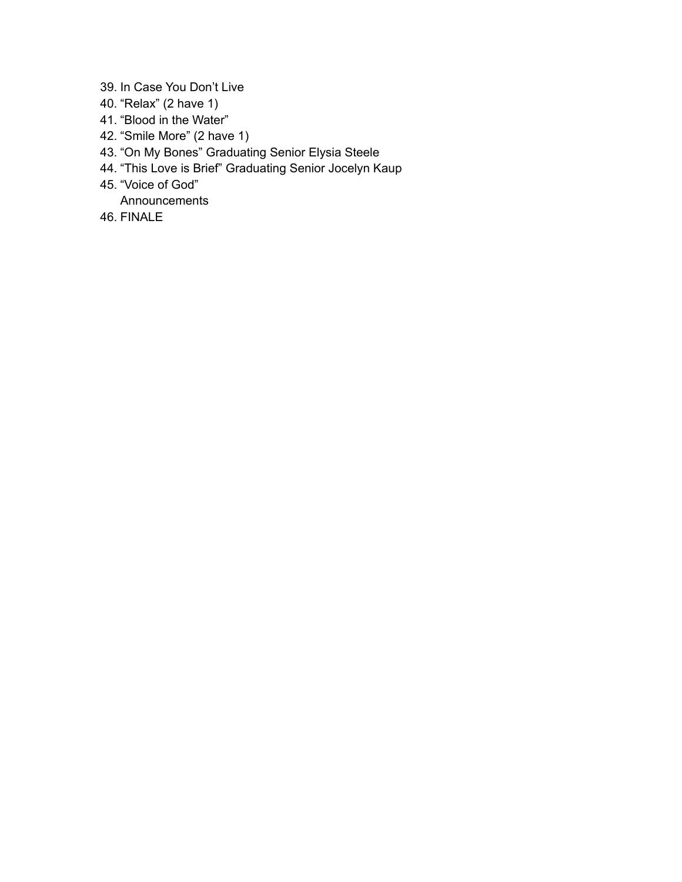39. In Case You Don’t Live
40. “Relax” (2 have 1)
41. “Blood in the Water”
42. “Smile More” (2 have 1)
43. “On My Bones” Graduating Senior Elysia Steele
44. “This Love is Brief” Graduating Senior Jocelyn Kaup
45. “Voice of God”
    Announcements
46. FINALE